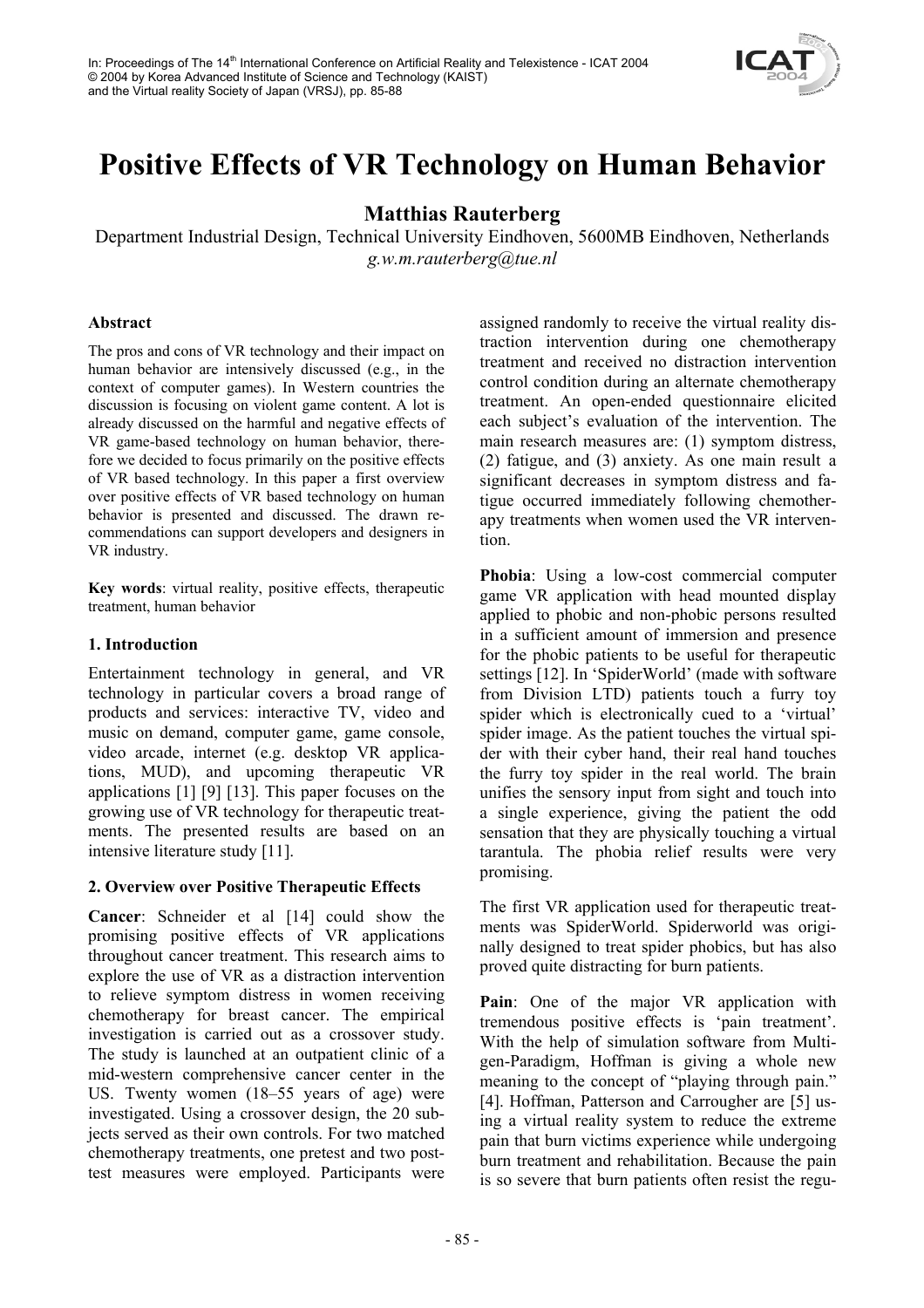# Positive Effects of VR Technology on Human Behavior

**Matthias Rauterberg**

Department Industrial Design, Technical University Eindhoven, 5600MB Eindhoven, Netherlands

*g.w.m.rauterberg@tue.nl*

**Abstract**

The pros and cons of VR technology and their impact on human behavior are intensively discussed (e.g., in the context of computer games). In Western countries the discussion is focusing on violent game content. A lot is already discussed on the harmful and negative effects of VR game-based technology on human behavior, therefore we decided to focus primarily on the positive effects of VR based technology. In this paper a first overview over positive effects of VR based technology on human behavior is presented and discussed. The drawn recommendations can support developers and designers in VR industry.

**Key words**: virtual reality, positive effects, therapeutic treatment, human behavior

## 1. Introduction

Entertainment technology in general, and VR technology in particular covers a broad range of products and services: interactive TV, video and music on demand, computer game, game console, video arcade, internet (e.g. desktop VR applications, MUD), and upcoming therapeutic VR applications [1] [9] [13]. This paper focuses on the growing use of VR technology for therapeutic treatments. The presented results are based on an intensive literature study [11].

## 2. Overview over Positive Therapeutic Effects

**Cancer**: Schneider et al [14] could show the promising positive effects of VR applications throughout cancer treatment. This research aims to explore the use of VR as a distraction intervention to relieve symptom distress in women receiving chemotherapy for breast cancer. The empirical investigation is carried out as a crossover study. The study is launched at an outpatient clinic of a mid-western comprehensive cancer center in the US. Twenty women (18–55 years of age) were investigated. Using a crossover design, the 20 subjects served as their own controls. For two matched chemotherapy treatments, one pretest and two posttest measures were employed. Participants were assigned randomly to receive the virtual reality distraction intervention during one chemotherapy treatment and received no distraction intervention control condition during an alternate chemotherapy treatment. An open-ended questionnaire elicited each subject's evaluation of the intervention. The main research measures are: (1) symptom distress, (2) fatigue, and (3) anxiety. As one main result a significant decreases in symptom distress and fatigue occurred immediately following chemotherapy treatments when women used the VR intervention.

**Phobia**: Using a low-cost commercial computer game VR application with head mounted display applied to phobic and non-phobic persons resulted in a sufficient amount of immersion and presence for the phobic patients to be useful for therapeutic settings [12]. In 'SpiderWorld' (made with software from Division LTD) patients touch a furry toy spider which is electronically cued to a 'virtual' spider image. As the patient touches the virtual spider with their cyber hand, their real hand touches the furry toy spider in the real world. The brain unifies the sensory input from sight and touch into a single experience, giving the patient the odd sensation that they are physically touching a virtual tarantula. The phobia relief results were very promising.

The first VR application used for therapeutic treatments was SpiderWorld. Spiderworld was originally designed to treat spider phobics, but has also proved quite distracting for burn patients.

**Pain**: One of the major VR application with tremendous positive effects is 'pain treatment'. With the help of simulation software from Multigen-Paradigm, Hoffman is giving a whole new meaning to the concept of "playing through pain." [4]. Hoffman, Patterson and Carrougher are [5] using a virtual reality system to reduce the extreme pain that burn victims experience while undergoing burn treatment and rehabilitation. Because the pain is so severe that burn patients often resist the regu-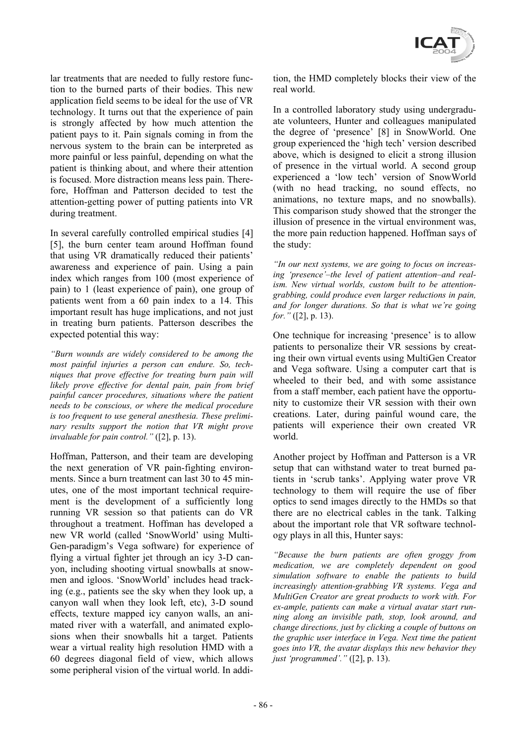lar treatments that are needed to fully restore function to the burned parts of their bodies. This new application field seems to be ideal for the use of VR technology. It turns out that the experience of pain is strongly affected by how much attention the patient pays to it. Pain signals coming in from the nervous system to the brain can be interpreted as more painful or less painful, depending on what the patient is thinking about, and where their attention is focused. More distraction means less pain. Therefore, Hoffman and Patterson decided to test the attention-getting power of putting patients into VR during treatment.

In several carefully controlled empirical studies [4] [5], the burn center team around Hoffman found that using VR dramatically reduced their patients' awareness and experience of pain. Using a pain index which ranges from 100 (most experience of pain) to 1 (least experience of pain), one group of patients went from a 60 pain index to a 14. This important result has huge implications, and not just in treating burn patients. Patterson describes the expected potential this way:

*"Burn wounds are widely considered to be among the most painful injuries a person can endure. So, techniques that prove effective for treating burn pain will likely prove effective for dental pain, pain from brief painful cancer procedures, situations where the patient needs to be conscious, or where the medical procedure is too frequent to use general anesthesia. These preliminary results support the notion that VR might prove invaluable for pain control."* ([2], p. 13).

Hoffman, Patterson, and their team are developing the next generation of VR pain-fighting environments. Since a burn treatment can last 30 to 45 minutes, one of the most important technical requirement is the development of a sufficiently long running VR session so that patients can do VR throughout a treatment. Hoffman has developed a new VR world (called 'SnowWorld' using MultiGen-paradigm's Vega software) for experience of flying a virtual fighter jet through an icy 3-D canyon, including shooting virtual snowballs at snowmen and igloos. 'SnowWorld' includes head tracking (e.g., patients see the sky when they look up, a canyon wall when they look left, etc), 3-D sound effects, texture mapped icy canyon walls, an animated river with a waterfall, and animated explosions when their snowballs hit a target. Patients wear a virtual reality high resolution HMD with a 60 degrees diagonal field of view, which allows some peripheral vision of the virtual world. In addition, the HMD completely blocks their view of the real world.

In a controlled laboratory study using undergraduate volunteers, Hunter and colleagues manipulated the degree of 'presence' [8] in SnowWorld. One group experienced the 'high tech' version described above, which is designed to elicit a strong illusion of presence in the virtual world. A second group experienced a 'low tech' version of SnowWorld (with no head tracking, no sound effects, no animations, no texture maps, and no snowballs). This comparison study showed that the stronger the illusion of presence in the virtual environment was, the more pain reduction happened. Hoffman says of the study:

*"In our next systems, we are going to focus on increasing 'presence'–the level of patient attention–and realism. New virtual worlds, custom built to be attention-grabbing, could produce even larger reductions in pain, and for longer durations. So that is what we're going for."* ([2], p. 13).

One technique for increasing 'presence' is to allow patients to personalize their VR sessions by creating their own virtual events using MultiGen Creator and Vega software. Using a computer cart that is wheeled to their bed, and with some assistance from a staff member, each patient have the opportunity to customize their VR session with their own creations. Later, during painful wound care, the patients will experience their own created VR world.

Another project by Hoffman and Patterson is a VR setup that can withstand water to treat burned patients in 'scrub tanks'. Applying water prove VR technology to them will require the use of fiber optics to send images directly to the HMDs so that there are no electrical cables in the tank. Talking about the important role that VR software technology plays in all this, Hunter says:

*"Because the burn patients are often groggy from medication, we are completely dependent on good simulation software to enable the patients to build increasingly attention-grabbing VR systems. Vega and MultiGen Creator are great products to work with. For ex-ample, patients can make a virtual avatar start running along an invisible path, stop, look around, and change directions, just by clicking a couple of buttons on the graphic user interface in Vega. Next time the patient goes into VR, the avatar displays this new behavior they just 'programmed'."* ([2], p. 13).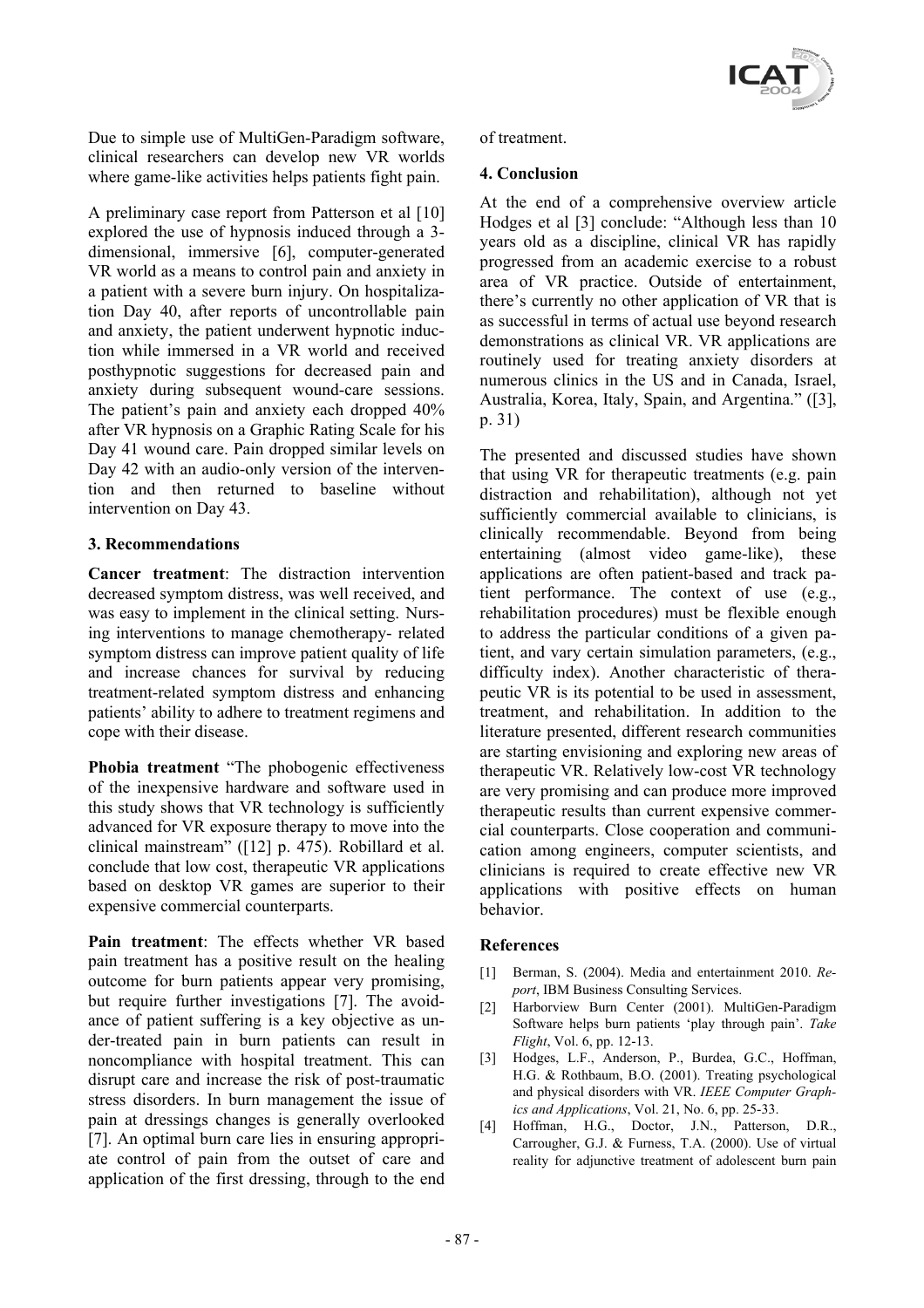Due to simple use of MultiGen-Paradigm software, clinical researchers can develop new VR worlds where game-like activities helps patients fight pain.

A preliminary case report from Patterson et al [10] explored the use of hypnosis induced through a 3-dimensional, immersive [6], computer-generated VR world as a means to control pain and anxiety in a patient with a severe burn injury. On hospitalization Day 40, after reports of uncontrollable pain and anxiety, the patient underwent hypnotic induction while immersed in a VR world and received posthypnotic suggestions for decreased pain and anxiety during subsequent wound-care sessions. The patient's pain and anxiety each dropped 40% after VR hypnosis on a Graphic Rating Scale for his Day 41 wound care. Pain dropped similar levels on Day 42 with an audio-only version of the intervention and then returned to baseline without intervention on Day 43.

### 3. Recommendations

**Cancer treatment**: The distraction intervention decreased symptom distress, was well received, and was easy to implement in the clinical setting. Nursing interventions to manage chemotherapy- related symptom distress can improve patient quality of life and increase chances for survival by reducing treatment-related symptom distress and enhancing patients' ability to adhere to treatment regimens and cope with their disease.

**Phobia treatment** "The phobogenic effectiveness of the inexpensive hardware and software used in this study shows that VR technology is sufficiently advanced for VR exposure therapy to move into the clinical mainstream" ([12] p. 475). Robillard et al. conclude that low cost, therapeutic VR applications based on desktop VR games are superior to their expensive commercial counterparts.

**Pain treatment**: The effects whether VR based pain treatment has a positive result on the healing outcome for burn patients appear very promising, but require further investigations [7]. The avoidance of patient suffering is a key objective as under-treated pain in burn patients can result in noncompliance with hospital treatment. This can disrupt care and increase the risk of post-traumatic stress disorders. In burn management the issue of pain at dressings changes is generally overlooked [7]. An optimal burn care lies in ensuring appropriate control of pain from the outset of care and application of the first dressing, through to the end of treatment.

### 4. Conclusion

At the end of a comprehensive overview article Hodges et al [3] conclude: "Although less than 10 years old as a discipline, clinical VR has rapidly progressed from an academic exercise to a robust area of VR practice. Outside of entertainment, there's currently no other application of VR that is as successful in terms of actual use beyond research demonstrations as clinical VR. VR applications are routinely used for treating anxiety disorders at numerous clinics in the US and in Canada, Israel, Australia, Korea, Italy, Spain, and Argentina." ([3], p. 31)

The presented and discussed studies have shown that using VR for therapeutic treatments (e.g. pain distraction and rehabilitation), although not yet sufficiently commercial available to clinicians, is clinically recommendable. Beyond from being entertaining (almost video game-like), these applications are often patient-based and track patient performance. The context of use (e.g., rehabilitation procedures) must be flexible enough to address the particular conditions of a given patient, and vary certain simulation parameters, (e.g., difficulty index). Another characteristic of therapeutic VR is its potential to be used in assessment, treatment, and rehabilitation. In addition to the literature presented, different research communities are starting envisioning and exploring new areas of therapeutic VR. Relatively low-cost VR technology are very promising and can produce more improved therapeutic results than current expensive commercial counterparts. Close cooperation and communication among engineers, computer scientists, and clinicians is required to create effective new VR applications with positive effects on human behavior.

### References

[1] Berman, S. (2004). Media and entertainment 2010. *Report*, IBM Business Consulting Services.

[2] Harborview Burn Center (2001). MultiGen-Paradigm Software helps burn patients 'play through pain'. *Take Flight*, Vol. 6, pp. 12-13.

[3] Hodges, L.F., Anderson, P., Burdea, G.C., Hoffman, H.G. & Rothbaum, B.O. (2001). Treating psychological and physical disorders with VR. *IEEE Computer Graphics and Applications*, Vol. 21, No. 6, pp. 25-33.

[4] Hoffman, H.G., Doctor, J.N., Patterson, D.R., Carrougher, G.J. & Furness, T.A. (2000). Use of virtual reality for adjunctive treatment of adolescent burn pain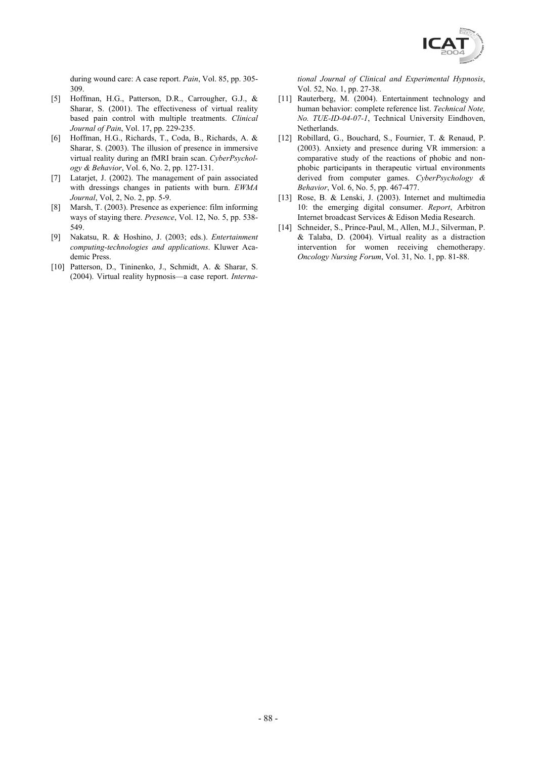during wound care: A case report. *Pain*, Vol. 85, pp. 305-309.

[5] Hoffman, H.G., Patterson, D.R., Carrougher, G.J., & Sharar, S. (2001). The effectiveness of virtual reality based pain control with multiple treatments. *Clinical Journal of Pain*, Vol. 17, pp. 229-235.

[6] Hoffman, H.G., Richards, T., Coda, B., Richards, A. & Sharar, S. (2003). The illusion of presence in immersive virtual reality during an fMRI brain scan. *CyberPsychology & Behavior*, Vol. 6, No. 2, pp. 127-131.

[7] Latarjet, J. (2002). The management of pain associated with dressings changes in patients with burn. *EWMA Journal*, Vol, 2, No. 2, pp. 5-9.

[8] Marsh, T. (2003). Presence as experience: film informing ways of staying there. *Presence*, Vol. 12, No. 5, pp. 538-549.

[9] Nakatsu, R. & Hoshino, J. (2003; eds.). *Entertainment computing-technologies and applications*. Kluwer Academic Press.

[10] Patterson, D., Tininenko, J., Schmidt, A. & Sharar, S. (2004). Virtual reality hypnosis—a case report. *International Journal of Clinical and Experimental Hypnosis*, Vol. 52, No. 1, pp. 27-38.

[11] Rauterberg, M. (2004). Entertainment technology and human behavior: complete reference list. *Technical Note, No. TUE-ID-04-07-1*, Technical University Eindhoven, Netherlands.

[12] Robillard, G., Bouchard, S., Fournier, T. & Renaud, P. (2003). Anxiety and presence during VR immersion: a comparative study of the reactions of phobic and non-phobic participants in therapeutic virtual environments derived from computer games. *CyberPsychology & Behavior*, Vol. 6, No. 5, pp. 467-477.

[13] Rose, B. & Lenski, J. (2003). Internet and multimedia 10: the emerging digital consumer. *Report*, Arbitron Internet broadcast Services & Edison Media Research.

[14] Schneider, S., Prince-Paul, M., Allen, M.J., Silverman, P. & Talaba, D. (2004). Virtual reality as a distraction intervention for women receiving chemotherapy. *Oncology Nursing Forum*, Vol. 31, No. 1, pp. 81-88.